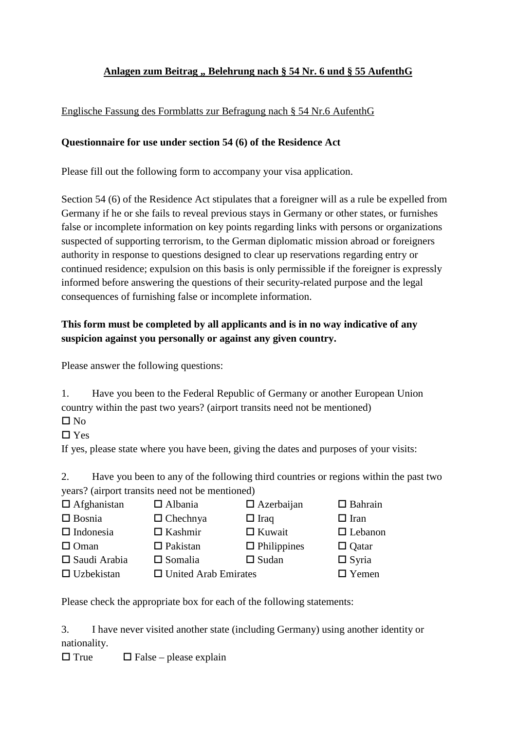**Anlagen zum Beitrag „ Belehrung nach § 54 Nr. 6 und § 55 AufenthG**

Englische Fassung des Formblatts zur Befragung nach § 54 Nr.6 AufenthG

**Questionnaire for use under section 54 (6) of the Residence Act**

Please fill out the following form to accompany your visa application.

Section 54 (6) of the Residence Act stipulates that a foreigner will as a rule be expelled from Germany if he or she fails to reveal previous stays in Germany or other states, or furnishes false or incomplete information on key points regarding links with persons or organizations suspected of supporting terrorism, to the German diplomatic mission abroad or foreigners authority in response to questions designed to clear up reservations regarding entry or continued residence; expulsion on this basis is only permissible if the foreigner is expressly informed before answering the questions of their security-related purpose and the legal consequences of furnishing false or incomplete information.

**This form must be completed by all applicants and is in no way indicative of any suspicion against you personally or against any given country.**

Please answer the following questions:

1. Have you been to the Federal Republic of Germany or another European Union country within the past two years? (airport transits need not be mentioned)

☐ No
☐ Yes

If yes, please state where you have been, giving the dates and purposes of your visits:

2. Have you been to any of the following third countries or regions within the past two years? (airport transits need not be mentioned)

| | | | |
|---|---|---|---|
| ☐ Afghanistan | ☐ Albania | ☐ Azerbaijan | ☐ Bahrain |
| ☐ Bosnia | ☐ Chechnya | ☐ Iraq | ☐ Iran |
| ☐ Indonesia | ☐ Kashmir | ☐ Kuwait | ☐ Lebanon |
| ☐ Oman | ☐ Pakistan | ☐ Philippines | ☐ Qatar |
| ☐ Saudi Arabia | ☐ Somalia | ☐ Sudan | ☐ Syria |
| ☐ Uzbekistan | ☐ United Arab Emirates | | ☐ Yemen |

Please check the appropriate box for each of the following statements:

3. I have never visited another state (including Germany) using another identity or nationality.

☐ True ☐ False – please explain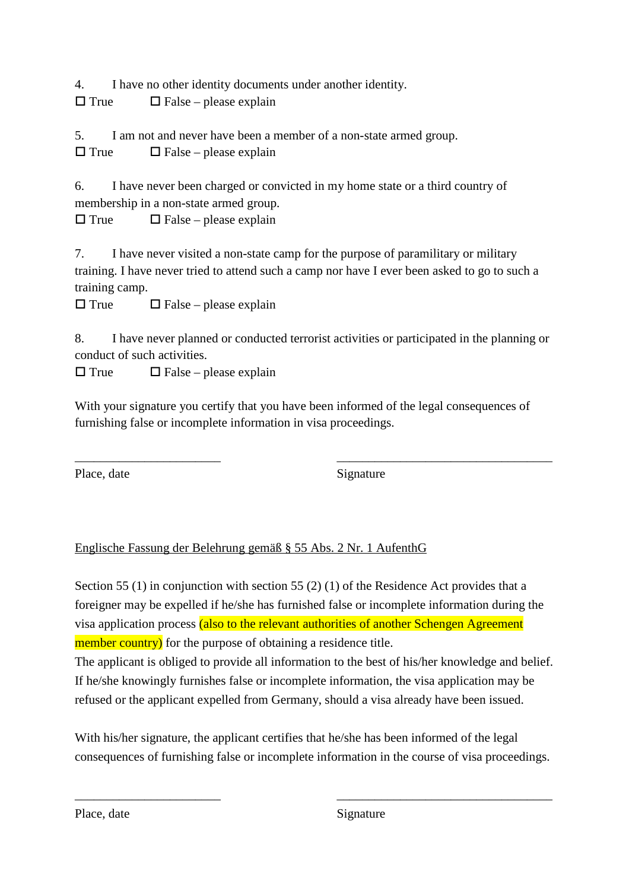4. I have no other identity documents under another identity.

☐ True ☐ False – please explain

5. I am not and never have been a member of a non-state armed group.

☐ True ☐ False – please explain

6. I have never been charged or convicted in my home state or a third country of membership in a non-state armed group.

☐ True ☐ False – please explain

7. I have never visited a non-state camp for the purpose of paramilitary or military training. I have never tried to attend such a camp nor have I ever been asked to go to such a training camp.

☐ True ☐ False – please explain

8. I have never planned or conducted terrorist activities or participated in the planning or conduct of such activities.

☐ True ☐ False – please explain

With your signature you certify that you have been informed of the legal consequences of furnishing false or incomplete information in visa proceedings.

\_\_\_\_\_\_\_\_\_\_\_\_\_\_\_\_\_\_\_\_\_\_\_\_ \_\_\_\_\_\_\_\_\_\_\_\_\_\_\_\_\_\_\_\_\_\_\_\_\_\_\_\_\_\_\_\_\_\_\_\_

Place, date Signature

Englische Fassung der Belehrung gemäß § 55 Abs. 2 Nr. 1 AufenthG

Section 55 (1) in conjunction with section 55 (2) (1) of the Residence Act provides that a foreigner may be expelled if he/she has furnished false or incomplete information during the visa application process (also to the relevant authorities of another Schengen Agreement member country) for the purpose of obtaining a residence title.

The applicant is obliged to provide all information to the best of his/her knowledge and belief. If he/she knowingly furnishes false or incomplete information, the visa application may be refused or the applicant expelled from Germany, should a visa already have been issued.

With his/her signature, the applicant certifies that he/she has been informed of the legal consequences of furnishing false or incomplete information in the course of visa proceedings.

\_\_\_\_\_\_\_\_\_\_\_\_\_\_\_\_\_\_\_\_\_\_\_\_ \_\_\_\_\_\_\_\_\_\_\_\_\_\_\_\_\_\_\_\_\_\_\_\_\_\_\_\_\_\_\_\_\_\_\_\_

Place, date Signature